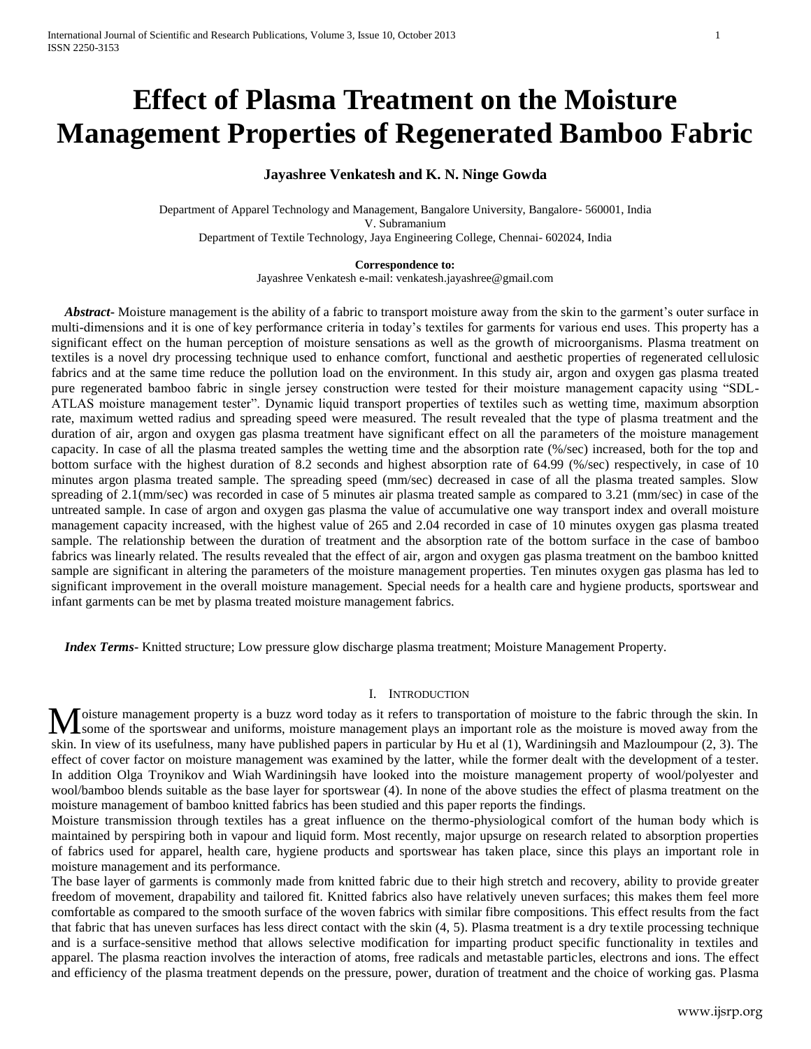# Effect of Plasma Treatment on the Moisture Management Properties of Regenerated Bamboo Fabric

**Jayashree Venkatesh and K. N. Ninge Gowda**

Department of Apparel Technology and Management, Bangalore University, Bangalore- 560001, India
V. Subramanium
Department of Textile Technology, Jaya Engineering College, Chennai- 602024, India

**Correspondence to:**
Jayashree Venkatesh e-mail: venkatesh.jayashree@gmail.com

***Abstract-*** Moisture management is the ability of a fabric to transport moisture away from the skin to the garment's outer surface in multi-dimensions and it is one of key performance criteria in today's textiles for garments for various end uses. This property has a significant effect on the human perception of moisture sensations as well as the growth of microorganisms. Plasma treatment on textiles is a novel dry processing technique used to enhance comfort, functional and aesthetic properties of regenerated cellulosic fabrics and at the same time reduce the pollution load on the environment. In this study air, argon and oxygen gas plasma treated pure regenerated bamboo fabric in single jersey construction were tested for their moisture management capacity using "SDL-ATLAS moisture management tester". Dynamic liquid transport properties of textiles such as wetting time, maximum absorption rate, maximum wetted radius and spreading speed were measured. The result revealed that the type of plasma treatment and the duration of air, argon and oxygen gas plasma treatment have significant effect on all the parameters of the moisture management capacity. In case of all the plasma treated samples the wetting time and the absorption rate (%/sec) increased, both for the top and bottom surface with the highest duration of 8.2 seconds and highest absorption rate of 64.99 (%/sec) respectively, in case of 10 minutes argon plasma treated sample. The spreading speed (mm/sec) decreased in case of all the plasma treated samples. Slow spreading of 2.1(mm/sec) was recorded in case of 5 minutes air plasma treated sample as compared to 3.21 (mm/sec) in case of the untreated sample. In case of argon and oxygen gas plasma the value of accumulative one way transport index and overall moisture management capacity increased, with the highest value of 265 and 2.04 recorded in case of 10 minutes oxygen gas plasma treated sample. The relationship between the duration of treatment and the absorption rate of the bottom surface in the case of bamboo fabrics was linearly related. The results revealed that the effect of air, argon and oxygen gas plasma treatment on the bamboo knitted sample are significant in altering the parameters of the moisture management properties. Ten minutes oxygen gas plasma has led to significant improvement in the overall moisture management. Special needs for a health care and hygiene products, sportswear and infant garments can be met by plasma treated moisture management fabrics.

***Index Terms-*** Knitted structure; Low pressure glow discharge plasma treatment; Moisture Management Property.

## I. Introduction

Moisture management property is a buzz word today as it refers to transportation of moisture to the fabric through the skin. In some of the sportswear and uniforms, moisture management plays an important role as the moisture is moved away from the skin. In view of its usefulness, many have published papers in particular by Hu et al (1), Wardiningsih and Mazloumpour (2, 3). The effect of cover factor on moisture management was examined by the latter, while the former dealt with the development of a tester. In addition Olga Troynikov and Wiah Wardiningsih have looked into the moisture management property of wool/polyester and wool/bamboo blends suitable as the base layer for sportswear (4). In none of the above studies the effect of plasma treatment on the moisture management of bamboo knitted fabrics has been studied and this paper reports the findings.

Moisture transmission through textiles has a great influence on the thermo-physiological comfort of the human body which is maintained by perspiring both in vapour and liquid form. Most recently, major upsurge on research related to absorption properties of fabrics used for apparel, health care, hygiene products and sportswear has taken place, since this plays an important role in moisture management and its performance.

The base layer of garments is commonly made from knitted fabric due to their high stretch and recovery, ability to provide greater freedom of movement, drapability and tailored fit. Knitted fabrics also have relatively uneven surfaces; this makes them feel more comfortable as compared to the smooth surface of the woven fabrics with similar fibre compositions. This effect results from the fact that fabric that has uneven surfaces has less direct contact with the skin (4, 5). Plasma treatment is a dry textile processing technique and is a surface-sensitive method that allows selective modification for imparting product specific functionality in textiles and apparel. The plasma reaction involves the interaction of atoms, free radicals and metastable particles, electrons and ions. The effect and efficiency of the plasma treatment depends on the pressure, power, duration of treatment and the choice of working gas. Plasma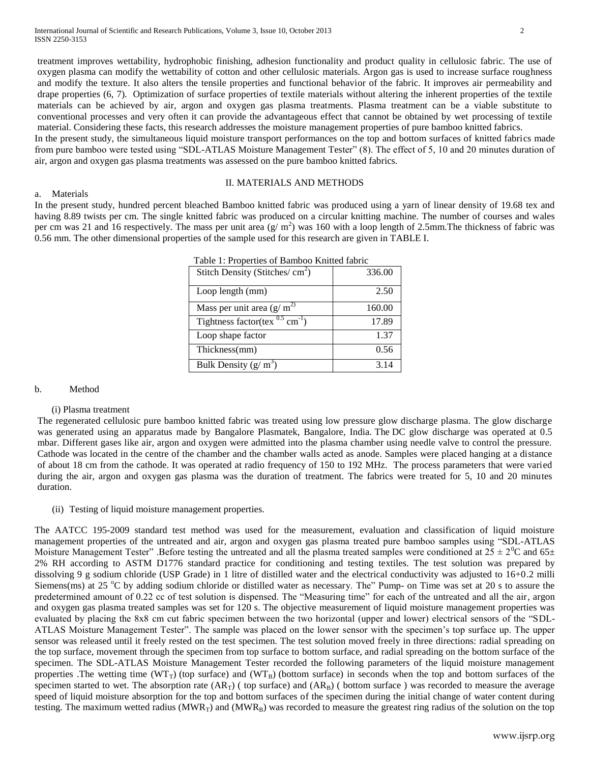treatment improves wettability, hydrophobic finishing, adhesion functionality and product quality in cellulosic fabric. The use of oxygen plasma can modify the wettability of cotton and other cellulosic materials. Argon gas is used to increase surface roughness and modify the texture. It also alters the tensile properties and functional behavior of the fabric. It improves air permeability and drape properties (6, 7). Optimization of surface properties of textile materials without altering the inherent properties of the textile materials can be achieved by air, argon and oxygen gas plasma treatments. Plasma treatment can be a viable substitute to conventional processes and very often it can provide the advantageous effect that cannot be obtained by wet processing of textile material. Considering these facts, this research addresses the moisture management properties of pure bamboo knitted fabrics.

In the present study, the simultaneous liquid moisture transport performances on the top and bottom surfaces of knitted fabrics made from pure bamboo were tested using "SDL-ATLAS Moisture Management Tester" (8). The effect of 5, 10 and 20 minutes duration of air, argon and oxygen gas plasma treatments was assessed on the pure bamboo knitted fabrics.

## II. MATERIALS AND METHODS

### a. Materials

In the present study, hundred percent bleached Bamboo knitted fabric was produced using a yarn of linear density of 19.68 tex and having 8.89 twists per cm. The single knitted fabric was produced on a circular knitting machine. The number of courses and wales per cm was 21 and 16 respectively. The mass per unit area ($g/m^2$) was 160 with a loop length of 2.5mm.The thickness of fabric was 0.56 mm. The other dimensional properties of the sample used for this research are given in TABLE I.

Table 1: Properties of Bamboo Knitted fabric

| Property | Value |
|---|---|
| Stitch Density (Stitches/ $cm^2$) | 336.00 |
| Loop length (mm) | 2.50 |
| Mass per unit area ($g/m^2$) | 160.00 |
| Tightness factor($tex^{0.5}\ cm^{-1}$) | 17.89 |
| Loop shape factor | 1.37 |
| Thickness(mm) | 0.56 |
| Bulk Density ($g/m^3$) | 3.14 |

### b. Method

#### (i) Plasma treatment

The regenerated cellulosic pure bamboo knitted fabric was treated using low pressure glow discharge plasma. The glow discharge was generated using an apparatus made by Bangalore Plasmatek, Bangalore, India. The DC glow discharge was operated at 0.5 mbar. Different gases like air, argon and oxygen were admitted into the plasma chamber using needle valve to control the pressure. Cathode was located in the centre of the chamber and the chamber walls acted as anode. Samples were placed hanging at a distance of about 18 cm from the cathode. It was operated at radio frequency of 150 to 192 MHz. The process parameters that were varied during the air, argon and oxygen gas plasma was the duration of treatment. The fabrics were treated for 5, 10 and 20 minutes duration.

#### (ii) Testing of liquid moisture management properties.

The AATCC 195-2009 standard test method was used for the measurement, evaluation and classification of liquid moisture management properties of the untreated and air, argon and oxygen gas plasma treated pure bamboo samples using "SDL-ATLAS Moisture Management Tester" .Before testing the untreated and all the plasma treated samples were conditioned at $25 \pm 2^0$C and 65± 2% RH according to ASTM D1776 standard practice for conditioning and testing textiles. The test solution was prepared by dissolving 9 g sodium chloride (USP Grade) in 1 litre of distilled water and the electrical conductivity was adjusted to 16+0.2 milli Siemens(ms) at 25 $^o$C by adding sodium chloride or distilled water as necessary. The" Pump- on Time was set at 20 s to assure the predetermined amount of 0.22 cc of test solution is dispensed. The "Measuring time" for each of the untreated and all the air, argon and oxygen gas plasma treated samples was set for 120 s. The objective measurement of liquid moisture management properties was evaluated by placing the 8x8 cm cut fabric specimen between the two horizontal (upper and lower) electrical sensors of the "SDL-ATLAS Moisture Management Tester". The sample was placed on the lower sensor with the specimen's top surface up. The upper sensor was released until it freely rested on the test specimen. The test solution moved freely in three directions: radial spreading on the top surface, movement through the specimen from top surface to bottom surface, and radial spreading on the bottom surface of the specimen. The SDL-ATLAS Moisture Management Tester recorded the following parameters of the liquid moisture management properties .The wetting time ($WT_T$) (top surface) and ($WT_B$) (bottom surface) in seconds when the top and bottom surfaces of the specimen started to wet. The absorption rate ($AR_T$) ( top surface) and ($AR_B$) ( bottom surface ) was recorded to measure the average speed of liquid moisture absorption for the top and bottom surfaces of the specimen during the initial change of water content during testing. The maximum wetted radius ($MWR_T$) and ($MWR_B$) was recorded to measure the greatest ring radius of the solution on the top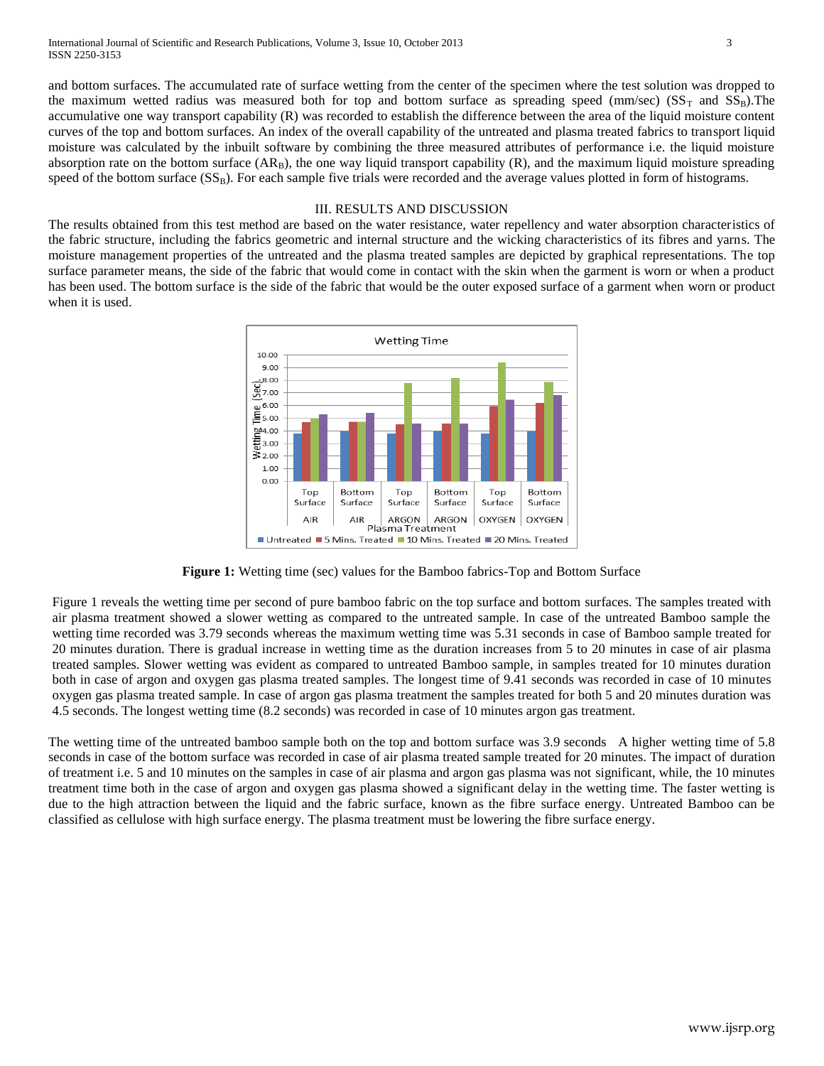and bottom surfaces. The accumulated rate of surface wetting from the center of the specimen where the test solution was dropped to the maximum wetted radius was measured both for top and bottom surface as spreading speed (mm/sec) ($SS_T$ and $SS_B$).The accumulative one way transport capability (R) was recorded to establish the difference between the area of the liquid moisture content curves of the top and bottom surfaces. An index of the overall capability of the untreated and plasma treated fabrics to transport liquid moisture was calculated by the inbuilt software by combining the three measured attributes of performance i.e. the liquid moisture absorption rate on the bottom surface ($AR_B$), the one way liquid transport capability (R), and the maximum liquid moisture spreading speed of the bottom surface ($SS_B$). For each sample five trials were recorded and the average values plotted in form of histograms.

## III. RESULTS AND DISCUSSION

The results obtained from this test method are based on the water resistance, water repellency and water absorption characteristics of the fabric structure, including the fabrics geometric and internal structure and the wicking characteristics of its fibres and yarns. The moisture management properties of the untreated and the plasma treated samples are depicted by graphical representations. The top surface parameter means, the side of the fabric that would come in contact with the skin when the garment is worn or when a product has been used. The bottom surface is the side of the fabric that would be the outer exposed surface of a garment when worn or product when it is used.

**Figure 1:** Wetting time (sec) values for the Bamboo fabrics-Top and Bottom Surface

Figure 1 reveals the wetting time per second of pure bamboo fabric on the top surface and bottom surfaces. The samples treated with air plasma treatment showed a slower wetting as compared to the untreated sample. In case of the untreated Bamboo sample the wetting time recorded was 3.79 seconds whereas the maximum wetting time was 5.31 seconds in case of Bamboo sample treated for 20 minutes duration. There is gradual increase in wetting time as the duration increases from 5 to 20 minutes in case of air plasma treated samples. Slower wetting was evident as compared to untreated Bamboo sample, in samples treated for 10 minutes duration both in case of argon and oxygen gas plasma treated samples. The longest time of 9.41 seconds was recorded in case of 10 minutes oxygen gas plasma treated sample. In case of argon gas plasma treatment the samples treated for both 5 and 20 minutes duration was 4.5 seconds. The longest wetting time (8.2 seconds) was recorded in case of 10 minutes argon gas treatment.

The wetting time of the untreated bamboo sample both on the top and bottom surface was 3.9 seconds A higher wetting time of 5.8 seconds in case of the bottom surface was recorded in case of air plasma treated sample treated for 20 minutes. The impact of duration of treatment i.e. 5 and 10 minutes on the samples in case of air plasma and argon gas plasma was not significant, while, the 10 minutes treatment time both in the case of argon and oxygen gas plasma showed a significant delay in the wetting time. The faster wetting is due to the high attraction between the liquid and the fabric surface, known as the fibre surface energy. Untreated Bamboo can be classified as cellulose with high surface energy. The plasma treatment must be lowering the fibre surface energy.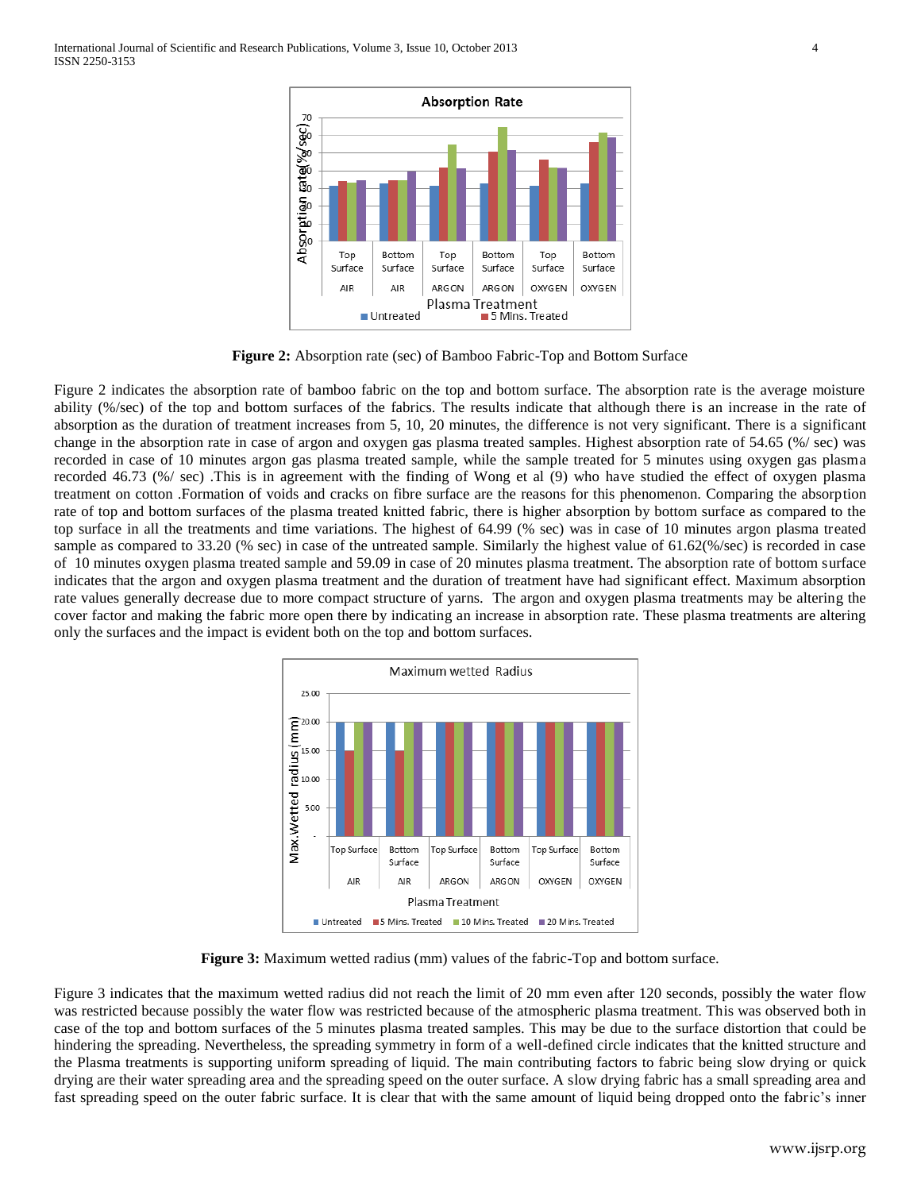**Figure 2:** Absorption rate (sec) of Bamboo Fabric-Top and Bottom Surface

Figure 2 indicates the absorption rate of bamboo fabric on the top and bottom surface. The absorption rate is the average moisture ability (%/sec) of the top and bottom surfaces of the fabrics. The results indicate that although there is an increase in the rate of absorption as the duration of treatment increases from 5, 10, 20 minutes, the difference is not very significant. There is a significant change in the absorption rate in case of argon and oxygen gas plasma treated samples. Highest absorption rate of 54.65 (%/ sec) was recorded in case of 10 minutes argon gas plasma treated sample, while the sample treated for 5 minutes using oxygen gas plasma recorded 46.73 (%/ sec) .This is in agreement with the finding of Wong et al (9) who have studied the effect of oxygen plasma treatment on cotton .Formation of voids and cracks on fibre surface are the reasons for this phenomenon. Comparing the absorption rate of top and bottom surfaces of the plasma treated knitted fabric, there is higher absorption by bottom surface as compared to the top surface in all the treatments and time variations. The highest of 64.99 (% sec) was in case of 10 minutes argon plasma treated sample as compared to 33.20 (% sec) in case of the untreated sample. Similarly the highest value of 61.62(%/sec) is recorded in case of 10 minutes oxygen plasma treated sample and 59.09 in case of 20 minutes plasma treatment. The absorption rate of bottom surface indicates that the argon and oxygen plasma treatment and the duration of treatment have had significant effect. Maximum absorption rate values generally decrease due to more compact structure of yarns. The argon and oxygen plasma treatments may be altering the cover factor and making the fabric more open there by indicating an increase in absorption rate. These plasma treatments are altering only the surfaces and the impact is evident both on the top and bottom surfaces.

**Figure 3:** Maximum wetted radius (mm) values of the fabric-Top and bottom surface.

Figure 3 indicates that the maximum wetted radius did not reach the limit of 20 mm even after 120 seconds, possibly the water flow was restricted because possibly the water flow was restricted because of the atmospheric plasma treatment. This was observed both in case of the top and bottom surfaces of the 5 minutes plasma treated samples. This may be due to the surface distortion that could be hindering the spreading. Nevertheless, the spreading symmetry in form of a well-defined circle indicates that the knitted structure and the Plasma treatments is supporting uniform spreading of liquid. The main contributing factors to fabric being slow drying or quick drying are their water spreading area and the spreading speed on the outer surface. A slow drying fabric has a small spreading area and fast spreading speed on the outer fabric surface. It is clear that with the same amount of liquid being dropped onto the fabric's inner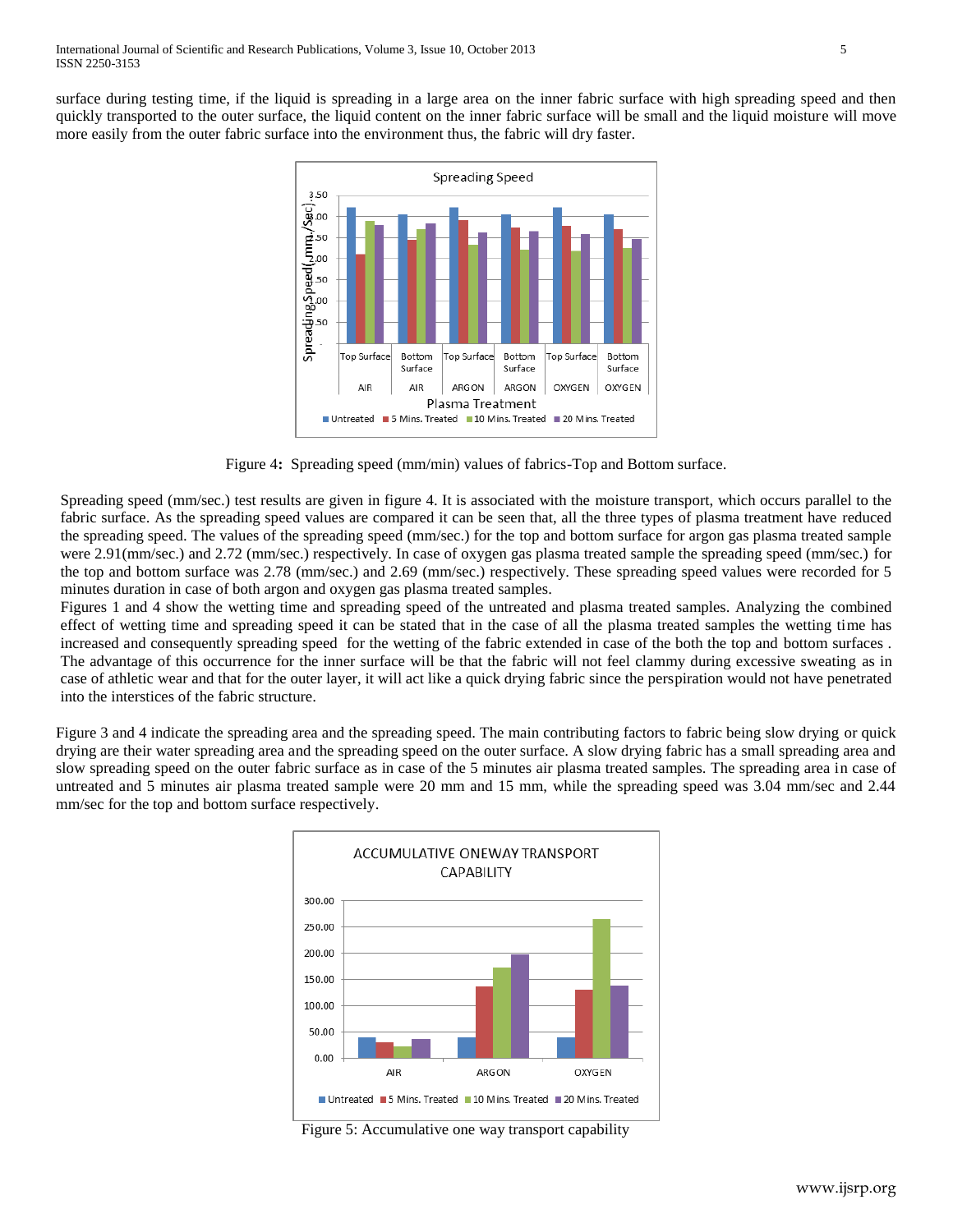surface during testing time, if the liquid is spreading in a large area on the inner fabric surface with high spreading speed and then quickly transported to the outer surface, the liquid content on the inner fabric surface will be small and the liquid moisture will move more easily from the outer fabric surface into the environment thus, the fabric will dry faster.

Figure 4**:** Spreading speed (mm/min) values of fabrics-Top and Bottom surface.

Spreading speed (mm/sec.) test results are given in figure 4. It is associated with the moisture transport, which occurs parallel to the fabric surface. As the spreading speed values are compared it can be seen that, all the three types of plasma treatment have reduced the spreading speed. The values of the spreading speed (mm/sec.) for the top and bottom surface for argon gas plasma treated sample were 2.91(mm/sec.) and 2.72 (mm/sec.) respectively. In case of oxygen gas plasma treated sample the spreading speed (mm/sec.) for the top and bottom surface was 2.78 (mm/sec.) and 2.69 (mm/sec.) respectively. These spreading speed values were recorded for 5 minutes duration in case of both argon and oxygen gas plasma treated samples.

Figures 1 and 4 show the wetting time and spreading speed of the untreated and plasma treated samples. Analyzing the combined effect of wetting time and spreading speed it can be stated that in the case of all the plasma treated samples the wetting time has increased and consequently spreading speed for the wetting of the fabric extended in case of the both the top and bottom surfaces . The advantage of this occurrence for the inner surface will be that the fabric will not feel clammy during excessive sweating as in case of athletic wear and that for the outer layer, it will act like a quick drying fabric since the perspiration would not have penetrated into the interstices of the fabric structure.

Figure 3 and 4 indicate the spreading area and the spreading speed. The main contributing factors to fabric being slow drying or quick drying are their water spreading area and the spreading speed on the outer surface. A slow drying fabric has a small spreading area and slow spreading speed on the outer fabric surface as in case of the 5 minutes air plasma treated samples. The spreading area in case of untreated and 5 minutes air plasma treated sample were 20 mm and 15 mm, while the spreading speed was 3.04 mm/sec and 2.44 mm/sec for the top and bottom surface respectively.

Figure 5: Accumulative one way transport capability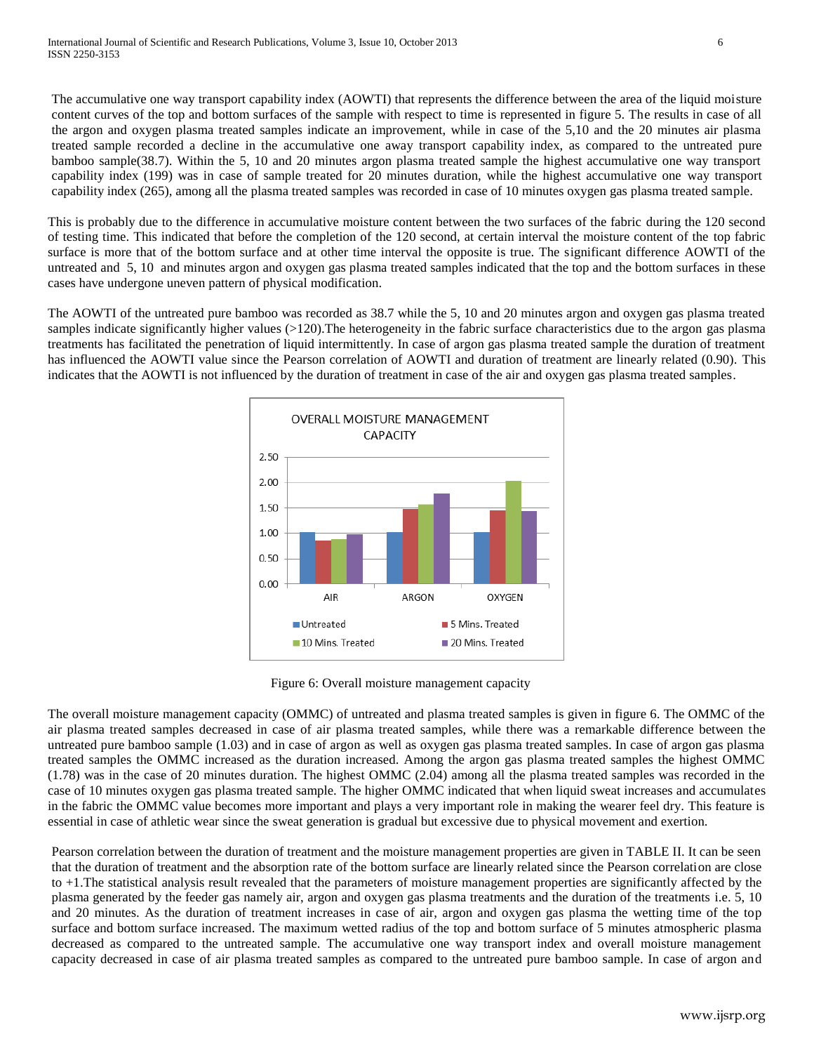The accumulative one way transport capability index (AOWTI) that represents the difference between the area of the liquid moisture content curves of the top and bottom surfaces of the sample with respect to time is represented in figure 5. The results in case of all the argon and oxygen plasma treated samples indicate an improvement, while in case of the 5,10 and the 20 minutes air plasma treated sample recorded a decline in the accumulative one away transport capability index, as compared to the untreated pure bamboo sample(38.7). Within the 5, 10 and 20 minutes argon plasma treated sample the highest accumulative one way transport capability index (199) was in case of sample treated for 20 minutes duration, while the highest accumulative one way transport capability index (265), among all the plasma treated samples was recorded in case of 10 minutes oxygen gas plasma treated sample.

This is probably due to the difference in accumulative moisture content between the two surfaces of the fabric during the 120 second of testing time. This indicated that before the completion of the 120 second, at certain interval the moisture content of the top fabric surface is more that of the bottom surface and at other time interval the opposite is true. The significant difference AOWTI of the untreated and 5, 10 and minutes argon and oxygen gas plasma treated samples indicated that the top and the bottom surfaces in these cases have undergone uneven pattern of physical modification.

The AOWTI of the untreated pure bamboo was recorded as 38.7 while the 5, 10 and 20 minutes argon and oxygen gas plasma treated samples indicate significantly higher values (>120).The heterogeneity in the fabric surface characteristics due to the argon gas plasma treatments has facilitated the penetration of liquid intermittently. In case of argon gas plasma treated sample the duration of treatment has influenced the AOWTI value since the Pearson correlation of AOWTI and duration of treatment are linearly related (0.90). This indicates that the AOWTI is not influenced by the duration of treatment in case of the air and oxygen gas plasma treated samples.

Figure 6: Overall moisture management capacity

The overall moisture management capacity (OMMC) of untreated and plasma treated samples is given in figure 6. The OMMC of the air plasma treated samples decreased in case of air plasma treated samples, while there was a remarkable difference between the untreated pure bamboo sample (1.03) and in case of argon as well as oxygen gas plasma treated samples. In case of argon gas plasma treated samples the OMMC increased as the duration increased. Among the argon gas plasma treated samples the highest OMMC (1.78) was in the case of 20 minutes duration. The highest OMMC (2.04) among all the plasma treated samples was recorded in the case of 10 minutes oxygen gas plasma treated sample. The higher OMMC indicated that when liquid sweat increases and accumulates in the fabric the OMMC value becomes more important and plays a very important role in making the wearer feel dry. This feature is essential in case of athletic wear since the sweat generation is gradual but excessive due to physical movement and exertion.

Pearson correlation between the duration of treatment and the moisture management properties are given in TABLE II. It can be seen that the duration of treatment and the absorption rate of the bottom surface are linearly related since the Pearson correlation are close to +1.The statistical analysis result revealed that the parameters of moisture management properties are significantly affected by the plasma generated by the feeder gas namely air, argon and oxygen gas plasma treatments and the duration of the treatments i.e. 5, 10 and 20 minutes. As the duration of treatment increases in case of air, argon and oxygen gas plasma the wetting time of the top surface and bottom surface increased. The maximum wetted radius of the top and bottom surface of 5 minutes atmospheric plasma decreased as compared to the untreated sample. The accumulative one way transport index and overall moisture management capacity decreased in case of air plasma treated samples as compared to the untreated pure bamboo sample. In case of argon and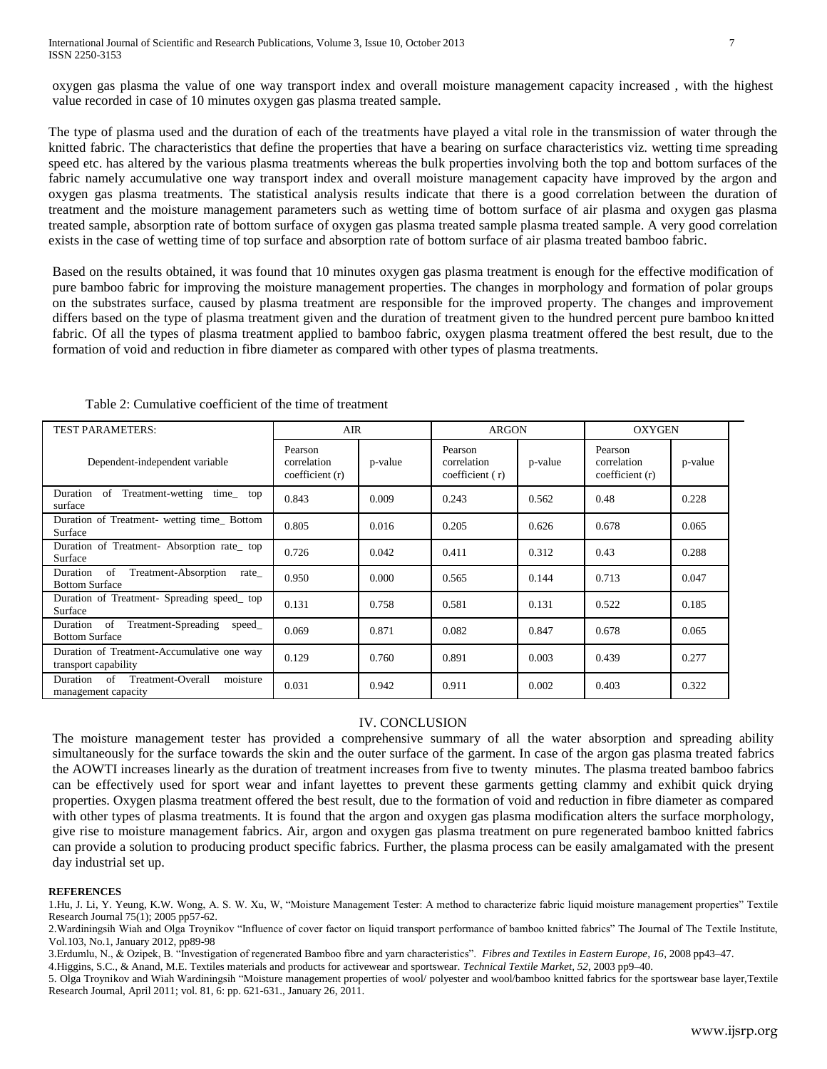oxygen gas plasma the value of one way transport index and overall moisture management capacity increased , with the highest value recorded in case of 10 minutes oxygen gas plasma treated sample.

The type of plasma used and the duration of each of the treatments have played a vital role in the transmission of water through the knitted fabric. The characteristics that define the properties that have a bearing on surface characteristics viz. wetting time spreading speed etc. has altered by the various plasma treatments whereas the bulk properties involving both the top and bottom surfaces of the fabric namely accumulative one way transport index and overall moisture management capacity have improved by the argon and oxygen gas plasma treatments. The statistical analysis results indicate that there is a good correlation between the duration of treatment and the moisture management parameters such as wetting time of bottom surface of air plasma and oxygen gas plasma treated sample, absorption rate of bottom surface of oxygen gas plasma treated sample plasma treated sample. A very good correlation exists in the case of wetting time of top surface and absorption rate of bottom surface of air plasma treated bamboo fabric.

Based on the results obtained, it was found that 10 minutes oxygen gas plasma treatment is enough for the effective modification of pure bamboo fabric for improving the moisture management properties. The changes in morphology and formation of polar groups on the substrates surface, caused by plasma treatment are responsible for the improved property. The changes and improvement differs based on the type of plasma treatment given and the duration of treatment given to the hundred percent pure bamboo knitted fabric. Of all the types of plasma treatment applied to bamboo fabric, oxygen plasma treatment offered the best result, due to the formation of void and reduction in fibre diameter as compared with other types of plasma treatments.

Table 2: Cumulative coefficient of the time of treatment

| TEST PARAMETERS: | AIR | | ARGON | | OXYGEN | |
|---|---|---|---|---|---|---|
| Dependent-independent variable | Pearson correlation coefficient (r) | p-value | Pearson correlation coefficient ( r) | p-value | Pearson correlation coefficient (r) | p-value |
| Duration of Treatment-wetting time_ top surface | 0.843 | 0.009 | 0.243 | 0.562 | 0.48 | 0.228 |
| Duration of Treatment- wetting time_ Bottom Surface | 0.805 | 0.016 | 0.205 | 0.626 | 0.678 | 0.065 |
| Duration of Treatment- Absorption rate_ top Surface | 0.726 | 0.042 | 0.411 | 0.312 | 0.43 | 0.288 |
| Duration of Treatment-Absorption rate_ Bottom Surface | 0.950 | 0.000 | 0.565 | 0.144 | 0.713 | 0.047 |
| Duration of Treatment- Spreading speed_ top Surface | 0.131 | 0.758 | 0.581 | 0.131 | 0.522 | 0.185 |
| Duration of Treatment-Spreading speed_ Bottom Surface | 0.069 | 0.871 | 0.082 | 0.847 | 0.678 | 0.065 |
| Duration of Treatment-Accumulative one way transport capability | 0.129 | 0.760 | 0.891 | 0.003 | 0.439 | 0.277 |
| Duration of Treatment-Overall moisture management capacity | 0.031 | 0.942 | 0.911 | 0.002 | 0.403 | 0.322 |

## IV. CONCLUSION

The moisture management tester has provided a comprehensive summary of all the water absorption and spreading ability simultaneously for the surface towards the skin and the outer surface of the garment. In case of the argon gas plasma treated fabrics the AOWTI increases linearly as the duration of treatment increases from five to twenty minutes. The plasma treated bamboo fabrics can be effectively used for sport wear and infant layettes to prevent these garments getting clammy and exhibit quick drying properties. Oxygen plasma treatment offered the best result, due to the formation of void and reduction in fibre diameter as compared with other types of plasma treatments. It is found that the argon and oxygen gas plasma modification alters the surface morphology, give rise to moisture management fabrics. Air, argon and oxygen gas plasma treatment on pure regenerated bamboo knitted fabrics can provide a solution to producing product specific fabrics. Further, the plasma process can be easily amalgamated with the present day industrial set up.

**REFERENCES**

1.Hu, J. Li, Y. Yeung, K.W. Wong, A. S. W. Xu, W, "Moisture Management Tester: A method to characterize fabric liquid moisture management properties" Textile Research Journal 75(1); 2005 pp57-62.

2.Wardiningsih Wiah and Olga Troynikov "Influence of cover factor on liquid transport performance of bamboo knitted fabrics" The Journal of The Textile Institute, Vol.103, No.1, January 2012, pp89-98

3.Erdumlu, N., & Ozipek, B. "Investigation of regenerated Bamboo fibre and yarn characteristics". *Fibres and Textiles in Eastern Europe, 16*, 2008 pp43–47.

4.Higgins, S.C., & Anand, M.E. Textiles materials and products for activewear and sportswear. *Technical Textile Market, 52*, 2003 pp9–40.

5. Olga Troynikov and Wiah Wardiningsih "Moisture management properties of wool/ polyester and wool/bamboo knitted fabrics for the sportswear base layer,Textile Research Journal, April 2011; vol. 81, 6: pp. 621-631., January 26, 2011.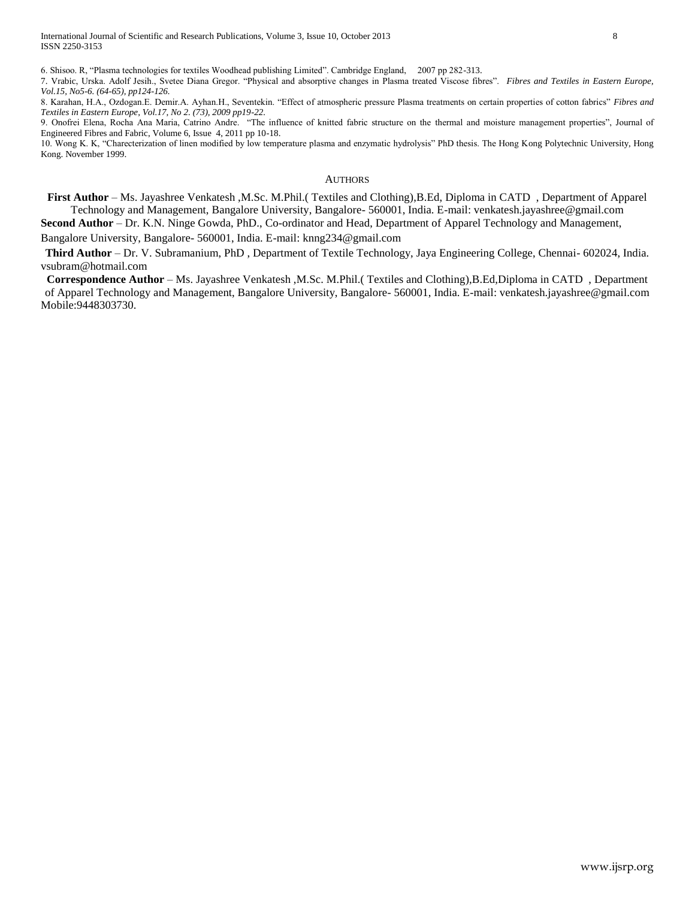6. Shisoo. R, "Plasma technologies for textiles Woodhead publishing Limited". Cambridge England, 2007 pp 282-313.

7. Vrabic, Urska. Adolf Jesih., Svetee Diana Gregor. "Physical and absorptive changes in Plasma treated Viscose fibres". *Fibres and Textiles in Eastern Europe, Vol.15, No5-6. (64-65), pp124-126.*

8. Karahan, H.A., Ozdogan.E. Demir.A. Ayhan.H., Seventekin. "Effect of atmospheric pressure Plasma treatments on certain properties of cotton fabrics" *Fibres and Textiles in Eastern Europe, Vol.17, No 2. (73), 2009 pp19-22.*

9. Onofrei Elena, Rocha Ana Maria, Catrino Andre. "The influence of knitted fabric structure on the thermal and moisture management properties", Journal of Engineered Fibres and Fabric, Volume 6, Issue 4, 2011 pp 10-18.

10. Wong K. K, "Charecterization of linen modified by low temperature plasma and enzymatic hydrolysis" PhD thesis. The Hong Kong Polytechnic University, Hong Kong. November 1999.

## AUTHORS

**First Author** – Ms. Jayashree Venkatesh ,M.Sc. M.Phil.( Textiles and Clothing),B.Ed, Diploma in CATD , Department of Apparel Technology and Management, Bangalore University, Bangalore- 560001, India. E-mail: venkatesh.jayashree@gmail.com

**Second Author** – Dr. K.N. Ninge Gowda, PhD., Co-ordinator and Head, Department of Apparel Technology and Management, Bangalore University, Bangalore- 560001, India. E-mail: knng234@gmail.com

**Third Author** – Dr. V. Subramanium, PhD , Department of Textile Technology, Jaya Engineering College, Chennai- 602024, India. vsubram@hotmail.com

**Correspondence Author** – Ms. Jayashree Venkatesh ,M.Sc. M.Phil.( Textiles and Clothing),B.Ed,Diploma in CATD , Department of Apparel Technology and Management, Bangalore University, Bangalore- 560001, India. E-mail: venkatesh.jayashree@gmail.com Mobile:9448303730.